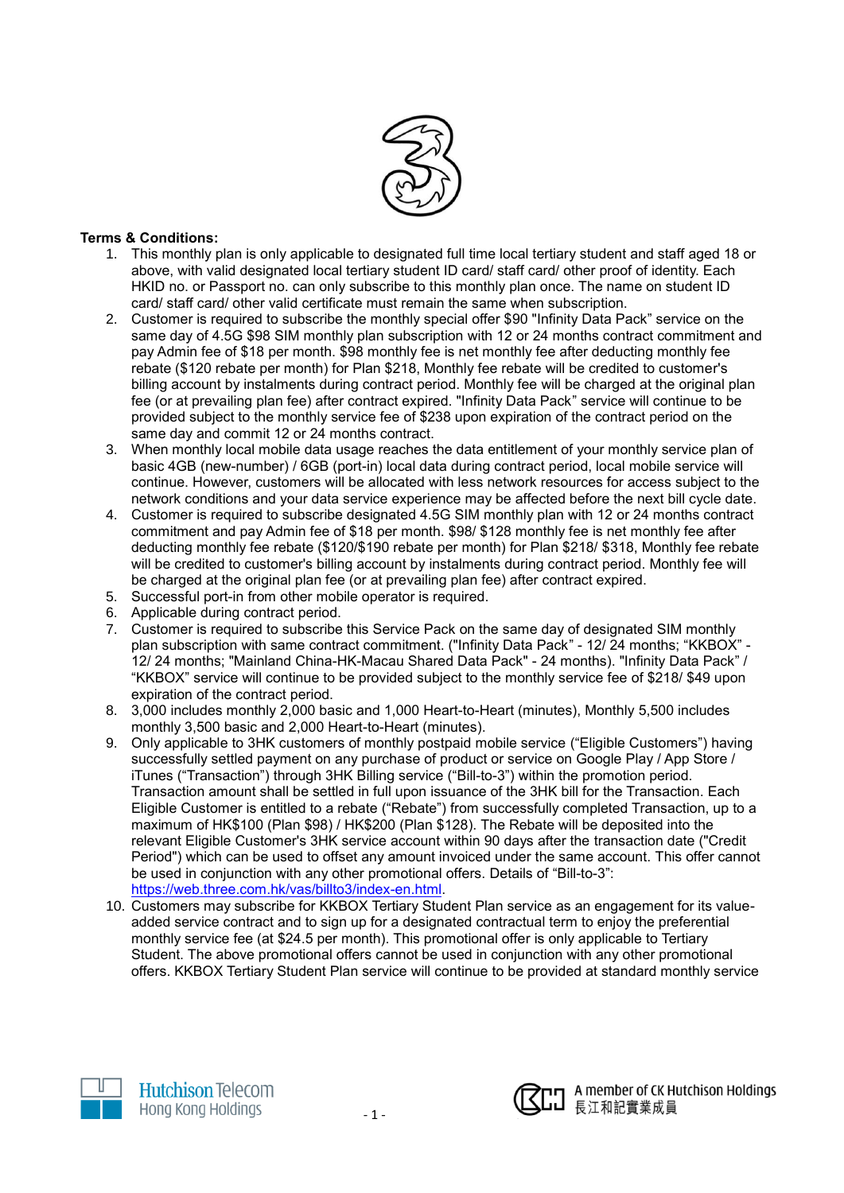**Terms & Conditions:**

1. This monthly plan is only applicable to designated full time local tertiary student and staff aged 18 or above, with valid designated local tertiary student ID card/ staff card/ other proof of identity. Each HKID no. or Passport no. can only subscribe to this monthly plan once. The name on student ID card/ staff card/ other valid certificate must remain the same when subscription.
2. Customer is required to subscribe the monthly special offer $90 "Infinity Data Pack" service on the same day of 4.5G $98 SIM monthly plan subscription with 12 or 24 months contract commitment and pay Admin fee of $18 per month. $98 monthly fee is net monthly fee after deducting monthly fee rebate ($120 rebate per month) for Plan $218, Monthly fee rebate will be credited to customer's billing account by instalments during contract period. Monthly fee will be charged at the original plan fee (or at prevailing plan fee) after contract expired. "Infinity Data Pack" service will continue to be provided subject to the monthly service fee of $238 upon expiration of the contract period on the same day and commit 12 or 24 months contract.
3. When monthly local mobile data usage reaches the data entitlement of your monthly service plan of basic 4GB (new-number) / 6GB (port-in) local data during contract period, local mobile service will continue. However, customers will be allocated with less network resources for access subject to the network conditions and your data service experience may be affected before the next bill cycle date.
4. Customer is required to subscribe designated 4.5G SIM monthly plan with 12 or 24 months contract commitment and pay Admin fee of $18 per month. $98/ $128 monthly fee is net monthly fee after deducting monthly fee rebate ($120/$190 rebate per month) for Plan $218/ $318, Monthly fee rebate will be credited to customer's billing account by instalments during contract period. Monthly fee will be charged at the original plan fee (or at prevailing plan fee) after contract expired.
5. Successful port-in from other mobile operator is required.
6. Applicable during contract period.
7. Customer is required to subscribe this Service Pack on the same day of designated SIM monthly plan subscription with same contract commitment. ("Infinity Data Pack" - 12/ 24 months; "KKBOX" - 12/ 24 months; "Mainland China-HK-Macau Shared Data Pack" - 24 months). "Infinity Data Pack" / "KKBOX" service will continue to be provided subject to the monthly service fee of $218/ $49 upon expiration of the contract period.
8. 3,000 includes monthly 2,000 basic and 1,000 Heart-to-Heart (minutes), Monthly 5,500 includes monthly 3,500 basic and 2,000 Heart-to-Heart (minutes).
9. Only applicable to 3HK customers of monthly postpaid mobile service ("Eligible Customers") having successfully settled payment on any purchase of product or service on Google Play / App Store / iTunes ("Transaction") through 3HK Billing service ("Bill-to-3") within the promotion period. Transaction amount shall be settled in full upon issuance of the 3HK bill for the Transaction. Each Eligible Customer is entitled to a rebate ("Rebate") from successfully completed Transaction, up to a maximum of HK$100 (Plan $98) / HK$200 (Plan $128). The Rebate will be deposited into the relevant Eligible Customer's 3HK service account within 90 days after the transaction date ("Credit Period") which can be used to offset any amount invoiced under the same account. This offer cannot be used in conjunction with any other promotional offers. Details of "Bill-to-3": https://web.three.com.hk/vas/billto3/index-en.html.
10. Customers may subscribe for KKBOX Tertiary Student Plan service as an engagement for its value-added service contract and to sign up for a designated contractual term to enjoy the preferential monthly service fee (at $24.5 per month). This promotional offer is only applicable to Tertiary Student. The above promotional offers cannot be used in conjunction with any other promotional offers. KKBOX Tertiary Student Plan service will continue to be provided at standard monthly service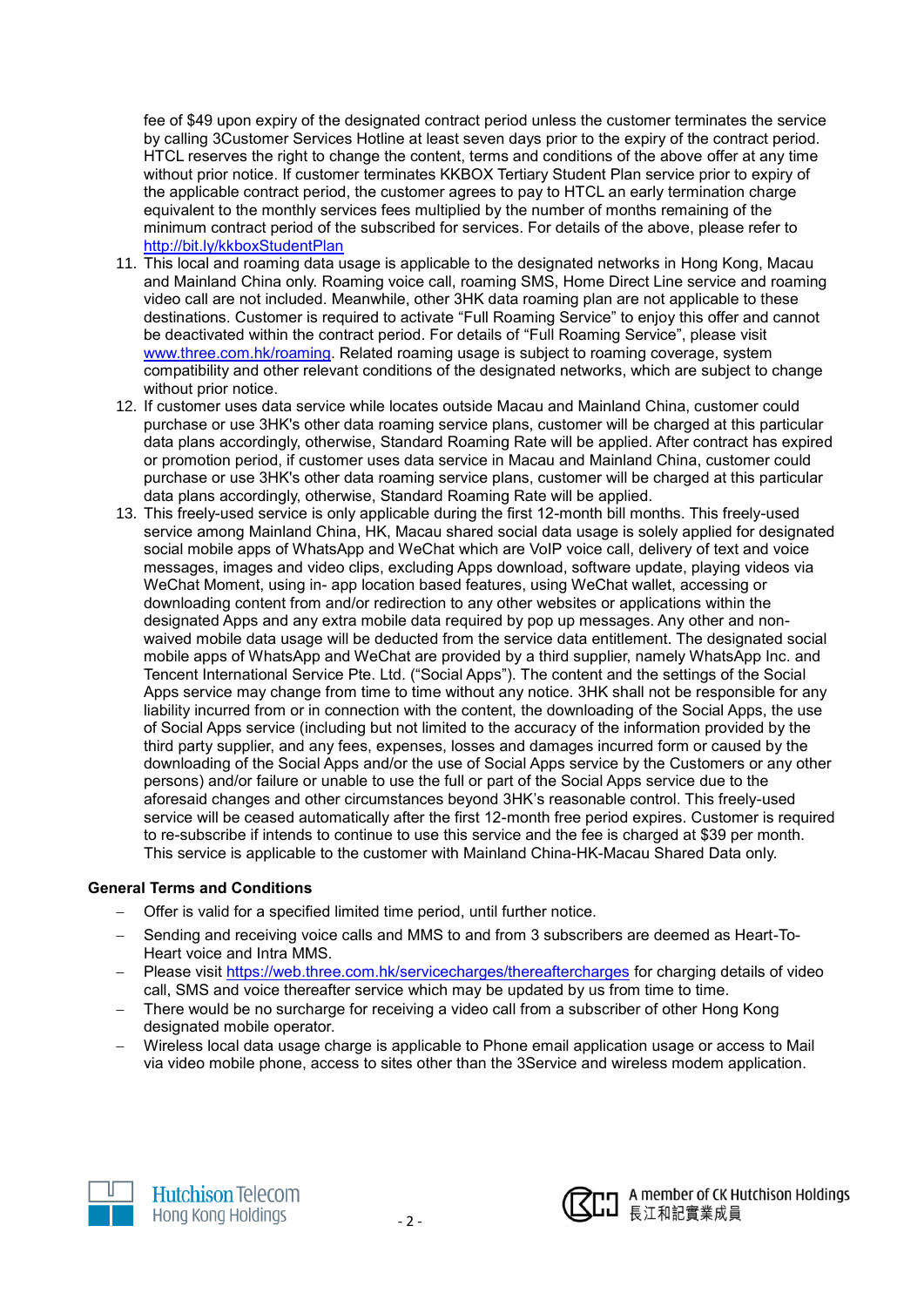fee of $49 upon expiry of the designated contract period unless the customer terminates the service by calling 3Customer Services Hotline at least seven days prior to the expiry of the contract period. HTCL reserves the right to change the content, terms and conditions of the above offer at any time without prior notice. If customer terminates KKBOX Tertiary Student Plan service prior to expiry of the applicable contract period, the customer agrees to pay to HTCL an early termination charge equivalent to the monthly services fees multiplied by the number of months remaining of the minimum contract period of the subscribed for services. For details of the above, please refer to http://bit.ly/kkboxStudentPlan

11. This local and roaming data usage is applicable to the designated networks in Hong Kong, Macau and Mainland China only. Roaming voice call, roaming SMS, Home Direct Line service and roaming video call are not included. Meanwhile, other 3HK data roaming plan are not applicable to these destinations. Customer is required to activate "Full Roaming Service" to enjoy this offer and cannot be deactivated within the contract period. For details of "Full Roaming Service", please visit www.three.com.hk/roaming. Related roaming usage is subject to roaming coverage, system compatibility and other relevant conditions of the designated networks, which are subject to change without prior notice.
12. If customer uses data service while locates outside Macau and Mainland China, customer could purchase or use 3HK's other data roaming service plans, customer will be charged at this particular data plans accordingly, otherwise, Standard Roaming Rate will be applied. After contract has expired or promotion period, if customer uses data service in Macau and Mainland China, customer could purchase or use 3HK's other data roaming service plans, customer will be charged at this particular data plans accordingly, otherwise, Standard Roaming Rate will be applied.
13. This freely-used service is only applicable during the first 12-month bill months. This freely-used service among Mainland China, HK, Macau shared social data usage is solely applied for designated social mobile apps of WhatsApp and WeChat which are VoIP voice call, delivery of text and voice messages, images and video clips, excluding Apps download, software update, playing videos via WeChat Moment, using in- app location based features, using WeChat wallet, accessing or downloading content from and/or redirection to any other websites or applications within the designated Apps and any extra mobile data required by pop up messages. Any other and non-waived mobile data usage will be deducted from the service data entitlement. The designated social mobile apps of WhatsApp and WeChat are provided by a third supplier, namely WhatsApp Inc. and Tencent International Service Pte. Ltd. ("Social Apps"). The content and the settings of the Social Apps service may change from time to time without any notice. 3HK shall not be responsible for any liability incurred from or in connection with the content, the downloading of the Social Apps, the use of Social Apps service (including but not limited to the accuracy of the information provided by the third party supplier, and any fees, expenses, losses and damages incurred form or caused by the downloading of the Social Apps and/or the use of Social Apps service by the Customers or any other persons) and/or failure or unable to use the full or part of the Social Apps service due to the aforesaid changes and other circumstances beyond 3HK's reasonable control. This freely-used service will be ceased automatically after the first 12-month free period expires. Customer is required to re-subscribe if intends to continue to use this service and the fee is charged at $39 per month. This service is applicable to the customer with Mainland China-HK-Macau Shared Data only.

**General Terms and Conditions**

- Offer is valid for a specified limited time period, until further notice.
- Sending and receiving voice calls and MMS to and from 3 subscribers are deemed as Heart-To-Heart voice and Intra MMS.
- Please visit https://web.three.com.hk/servicecharges/thereaftercharges for charging details of video call, SMS and voice thereafter service which may be updated by us from time to time.
- There would be no surcharge for receiving a video call from a subscriber of other Hong Kong designated mobile operator.
- Wireless local data usage charge is applicable to Phone email application usage or access to Mail via video mobile phone, access to sites other than the 3Service and wireless modem application.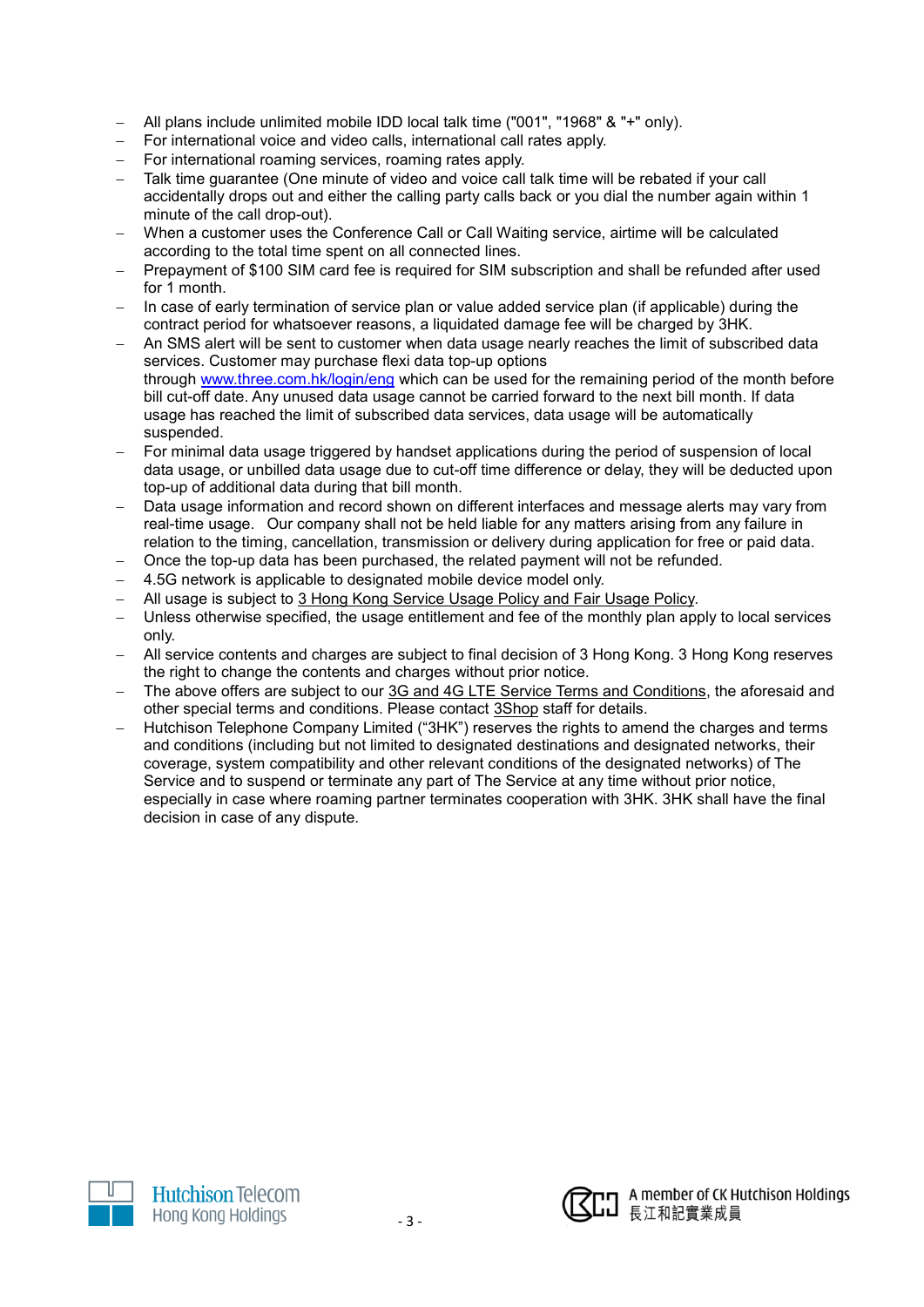- All plans include unlimited mobile IDD local talk time ("001", "1968" & "+" only).
- For international voice and video calls, international call rates apply.
- For international roaming services, roaming rates apply.
- Talk time guarantee (One minute of video and voice call talk time will be rebated if your call accidentally drops out and either the calling party calls back or you dial the number again within 1 minute of the call drop-out).
- When a customer uses the Conference Call or Call Waiting service, airtime will be calculated according to the total time spent on all connected lines.
- Prepayment of $100 SIM card fee is required for SIM subscription and shall be refunded after used for 1 month.
- In case of early termination of service plan or value added service plan (if applicable) during the contract period for whatsoever reasons, a liquidated damage fee will be charged by 3HK.
- An SMS alert will be sent to customer when data usage nearly reaches the limit of subscribed data services. Customer may purchase flexi data top-up options through www.three.com.hk/login/eng which can be used for the remaining period of the month before bill cut-off date. Any unused data usage cannot be carried forward to the next bill month. If data usage has reached the limit of subscribed data services, data usage will be automatically suspended.
- For minimal data usage triggered by handset applications during the period of suspension of local data usage, or unbilled data usage due to cut-off time difference or delay, they will be deducted upon top-up of additional data during that bill month.
- Data usage information and record shown on different interfaces and message alerts may vary from real-time usage. Our company shall not be held liable for any matters arising from any failure in relation to the timing, cancellation, transmission or delivery during application for free or paid data.
- Once the top-up data has been purchased, the related payment will not be refunded.
- 4.5G network is applicable to designated mobile device model only.
- All usage is subject to 3 Hong Kong Service Usage Policy and Fair Usage Policy.
- Unless otherwise specified, the usage entitlement and fee of the monthly plan apply to local services only.
- All service contents and charges are subject to final decision of 3 Hong Kong. 3 Hong Kong reserves the right to change the contents and charges without prior notice.
- The above offers are subject to our 3G and 4G LTE Service Terms and Conditions, the aforesaid and other special terms and conditions. Please contact 3Shop staff for details.
- Hutchison Telephone Company Limited ("3HK") reserves the rights to amend the charges and terms and conditions (including but not limited to designated destinations and designated networks, their coverage, system compatibility and other relevant conditions of the designated networks) of The Service and to suspend or terminate any part of The Service at any time without prior notice, especially in case where roaming partner terminates cooperation with 3HK. 3HK shall have the final decision in case of any dispute.